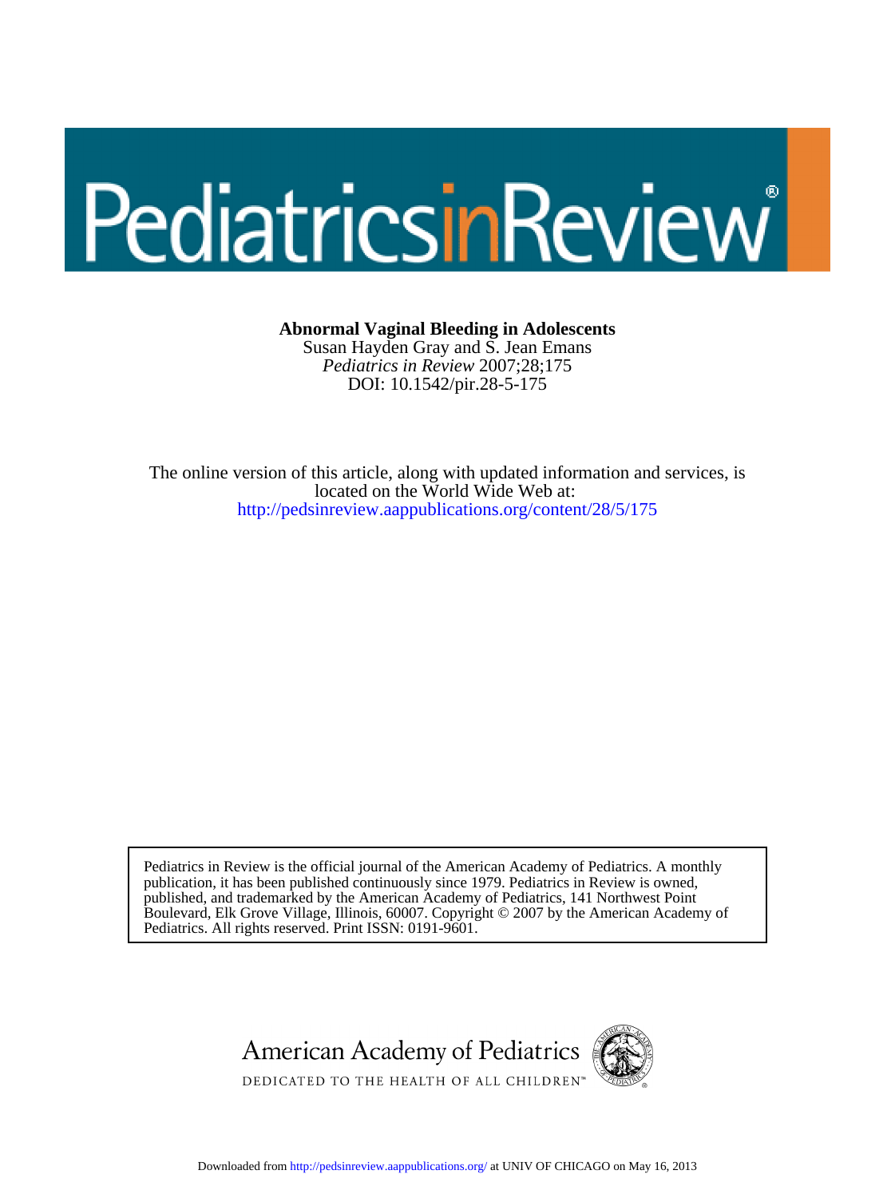# Pediatrics in Review

**Abnormal Vaginal Bleeding in Adolescents**

Susan Hayden Gray and S. Jean Emans

*Pediatrics in Review* 2007;28;175

DOI: 10.1542/pir.28-5-175

The online version of this article, along with updated information and services, is located on the World Wide Web at:

http://pedsinreview.aappublications.org/content/28/5/175

Pediatrics in Review is the official journal of the American Academy of Pediatrics. A monthly publication, it has been published continuously since 1979. Pediatrics in Review is owned, published, and trademarked by the American Academy of Pediatrics, 141 Northwest Point Boulevard, Elk Grove Village, Illinois, 60007. Copyright © 2007 by the American Academy of Pediatrics. All rights reserved. Print ISSN: 0191-9601.

American Academy of Pediatrics

DEDICATED TO THE HEALTH OF ALL CHILDREN™

Downloaded from http://pedsinreview.aappublications.org/ at UNIV OF CHICAGO on May 16, 2013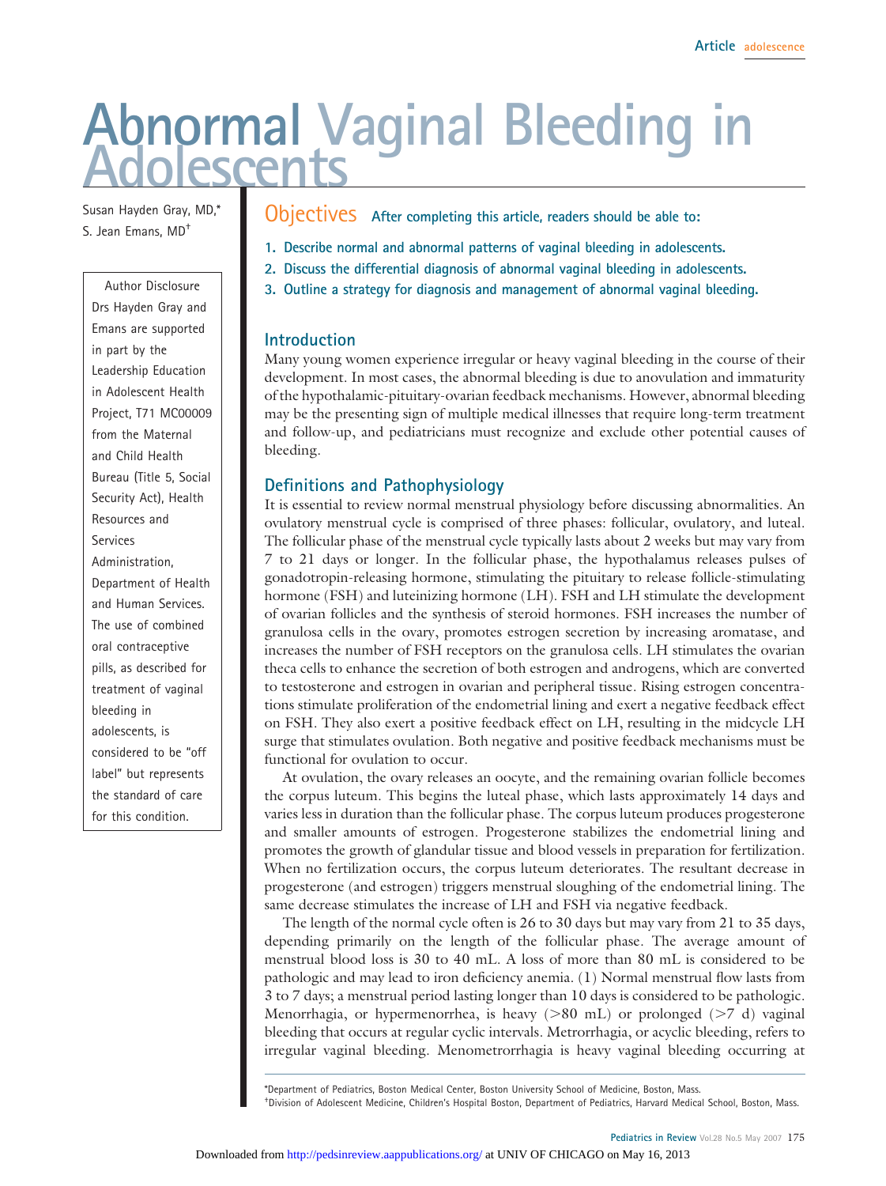# Abnormal Vaginal Bleeding in Adolescents

Susan Hayden Gray, MD,*
S. Jean Emans, MD†

Author Disclosure
Drs Hayden Gray and Emans are supported in part by the Leadership Education in Adolescent Health Project, T71 MC00009 from the Maternal and Child Health Bureau (Title 5, Social Security Act), Health Resources and Services Administration, Department of Health and Human Services. The use of combined oral contraceptive pills, as described for treatment of vaginal bleeding in adolescents, is considered to be "off label" but represents the standard of care for this condition.

## Objectives

After completing this article, readers should be able to:

1. Describe normal and abnormal patterns of vaginal bleeding in adolescents.
2. Discuss the differential diagnosis of abnormal vaginal bleeding in adolescents.
3. Outline a strategy for diagnosis and management of abnormal vaginal bleeding.

## Introduction

Many young women experience irregular or heavy vaginal bleeding in the course of their development. In most cases, the abnormal bleeding is due to anovulation and immaturity of the hypothalamic-pituitary-ovarian feedback mechanisms. However, abnormal bleeding may be the presenting sign of multiple medical illnesses that require long-term treatment and follow-up, and pediatricians must recognize and exclude other potential causes of bleeding.

## Definitions and Pathophysiology

It is essential to review normal menstrual physiology before discussing abnormalities. An ovulatory menstrual cycle is comprised of three phases: follicular, ovulatory, and luteal. The follicular phase of the menstrual cycle typically lasts about 2 weeks but may vary from 7 to 21 days or longer. In the follicular phase, the hypothalamus releases pulses of gonadotropin-releasing hormone, stimulating the pituitary to release follicle-stimulating hormone (FSH) and luteinizing hormone (LH). FSH and LH stimulate the development of ovarian follicles and the synthesis of steroid hormones. FSH increases the number of granulosa cells in the ovary, promotes estrogen secretion by increasing aromatase, and increases the number of FSH receptors on the granulosa cells. LH stimulates the ovarian theca cells to enhance the secretion of both estrogen and androgens, which are converted to testosterone and estrogen in ovarian and peripheral tissue. Rising estrogen concentrations stimulate proliferation of the endometrial lining and exert a negative feedback effect on FSH. They also exert a positive feedback effect on LH, resulting in the midcycle LH surge that stimulates ovulation. Both negative and positive feedback mechanisms must be functional for ovulation to occur.

At ovulation, the ovary releases an oocyte, and the remaining ovarian follicle becomes the corpus luteum. This begins the luteal phase, which lasts approximately 14 days and varies less in duration than the follicular phase. The corpus luteum produces progesterone and smaller amounts of estrogen. Progesterone stabilizes the endometrial lining and promotes the growth of glandular tissue and blood vessels in preparation for fertilization. When no fertilization occurs, the corpus luteum deteriorates. The resultant decrease in progesterone (and estrogen) triggers menstrual sloughing of the endometrial lining. The same decrease stimulates the increase of LH and FSH via negative feedback.

The length of the normal cycle often is 26 to 30 days but may vary from 21 to 35 days, depending primarily on the length of the follicular phase. The average amount of menstrual blood loss is 30 to 40 mL. A loss of more than 80 mL is considered to be pathologic and may lead to iron deficiency anemia. (1) Normal menstrual flow lasts from 3 to 7 days; a menstrual period lasting longer than 10 days is considered to be pathologic. Menorrhagia, or hypermenorrhea, is heavy (>80 mL) or prolonged (>7 d) vaginal bleeding that occurs at regular cyclic intervals. Metrorrhagia, or acyclic bleeding, refers to irregular vaginal bleeding. Menometrorrhagia is heavy vaginal bleeding occurring at

*Department of Pediatrics, Boston Medical Center, Boston University School of Medicine, Boston, Mass.

†Division of Adolescent Medicine, Children's Hospital Boston, Department of Pediatrics, Harvard Medical School, Boston, Mass.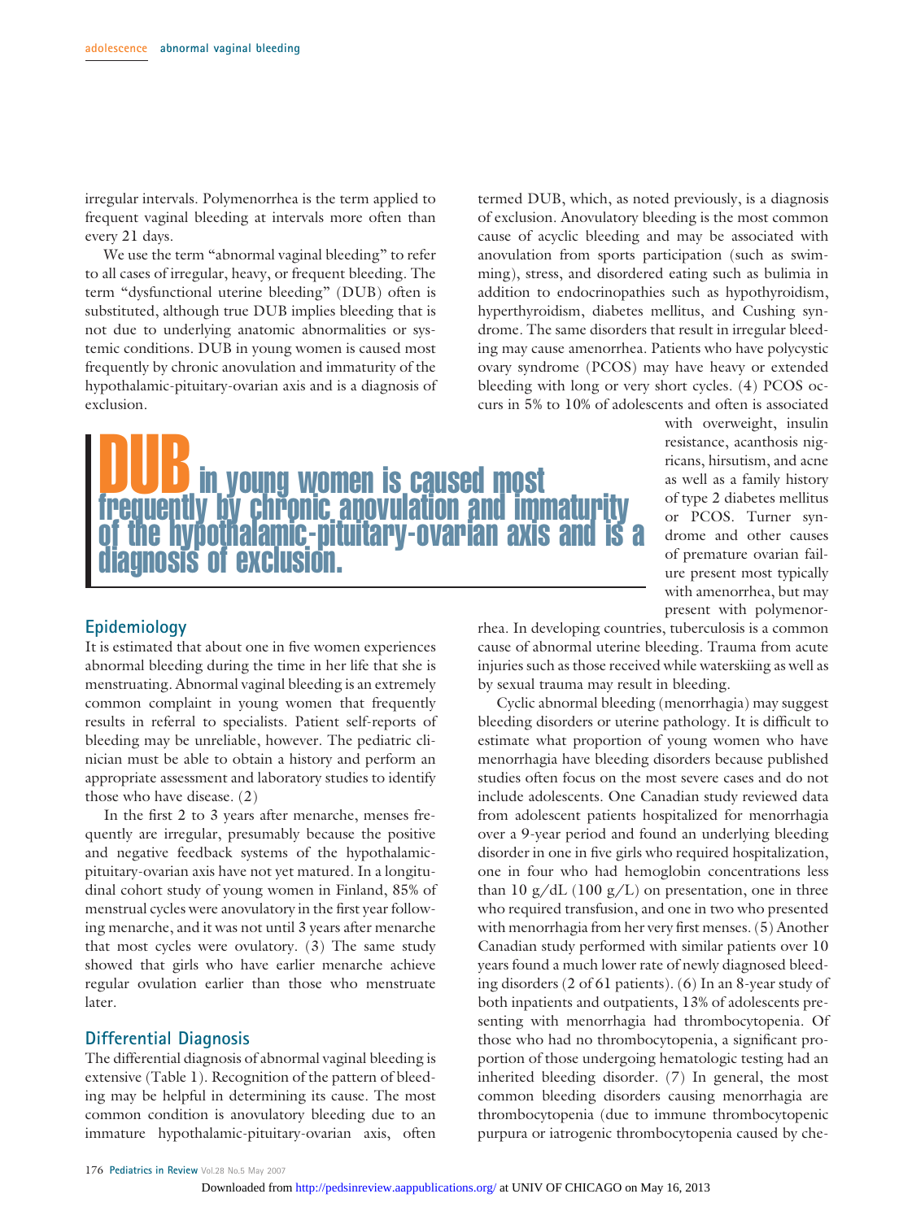irregular intervals. Polymenorrhea is the term applied to frequent vaginal bleeding at intervals more often than every 21 days.

We use the term "abnormal vaginal bleeding" to refer to all cases of irregular, heavy, or frequent bleeding. The term "dysfunctional uterine bleeding" (DUB) often is substituted, although true DUB implies bleeding that is not due to underlying anatomic abnormalities or systemic conditions. DUB in young women is caused most frequently by chronic anovulation and immaturity of the hypothalamic-pituitary-ovarian axis and is a diagnosis of exclusion.

> **DUB in young women is caused most frequently by chronic anovulation and immaturity of the hypothalamic-pituitary-ovarian axis and is a diagnosis of exclusion.**

## Epidemiology

It is estimated that about one in five women experiences abnormal bleeding during the time in her life that she is menstruating. Abnormal vaginal bleeding is an extremely common complaint in young women that frequently results in referral to specialists. Patient self-reports of bleeding may be unreliable, however. The pediatric clinician must be able to obtain a history and perform an appropriate assessment and laboratory studies to identify those who have disease. (2)

In the first 2 to 3 years after menarche, menses frequently are irregular, presumably because the positive and negative feedback systems of the hypothalamic-pituitary-ovarian axis have not yet matured. In a longitudinal cohort study of young women in Finland, 85% of menstrual cycles were anovulatory in the first year following menarche, and it was not until 3 years after menarche that most cycles were ovulatory. (3) The same study showed that girls who have earlier menarche achieve regular ovulation earlier than those who menstruate later.

## Differential Diagnosis

The differential diagnosis of abnormal vaginal bleeding is extensive (Table 1). Recognition of the pattern of bleeding may be helpful in determining its cause. The most common condition is anovulatory bleeding due to an immature hypothalamic-pituitary-ovarian axis, often termed DUB, which, as noted previously, is a diagnosis of exclusion. Anovulatory bleeding is the most common cause of acyclic bleeding and may be associated with anovulation from sports participation (such as swimming), stress, and disordered eating such as bulimia in addition to endocrinopathies such as hypothyroidism, hyperthyroidism, diabetes mellitus, and Cushing syndrome. The same disorders that result in irregular bleeding may cause amenorrhea. Patients who have polycystic ovary syndrome (PCOS) may have heavy or extended bleeding with long or very short cycles. (4) PCOS occurs in 5% to 10% of adolescents and often is associated with overweight, insulin resistance, acanthosis nigricans, hirsutism, and acne as well as a family history of type 2 diabetes mellitus or PCOS. Turner syndrome and other causes of premature ovarian failure present most typically with amenorrhea, but may present with polymenorrhea. In developing countries, tuberculosis is a common cause of abnormal uterine bleeding. Trauma from acute injuries such as those received while waterskiing as well as by sexual trauma may result in bleeding.

Cyclic abnormal bleeding (menorrhagia) may suggest bleeding disorders or uterine pathology. It is difficult to estimate what proportion of young women who have menorrhagia have bleeding disorders because published studies often focus on the most severe cases and do not include adolescents. One Canadian study reviewed data from adolescent patients hospitalized for menorrhagia over a 9-year period and found an underlying bleeding disorder in one in five girls who required hospitalization, one in four who had hemoglobin concentrations less than 10 g/dL (100 g/L) on presentation, one in three who required transfusion, and one in two who presented with menorrhagia from her very first menses. (5) Another Canadian study performed with similar patients over 10 years found a much lower rate of newly diagnosed bleeding disorders (2 of 61 patients). (6) In an 8-year study of both inpatients and outpatients, 13% of adolescents presenting with menorrhagia had thrombocytopenia. Of those who had no thrombocytopenia, a significant proportion of those undergoing hematologic testing had an inherited bleeding disorder. (7) In general, the most common bleeding disorders causing menorrhagia are thrombocytopenia (due to immune thrombocytopenic purpura or iatrogenic thrombocytopenia caused by che-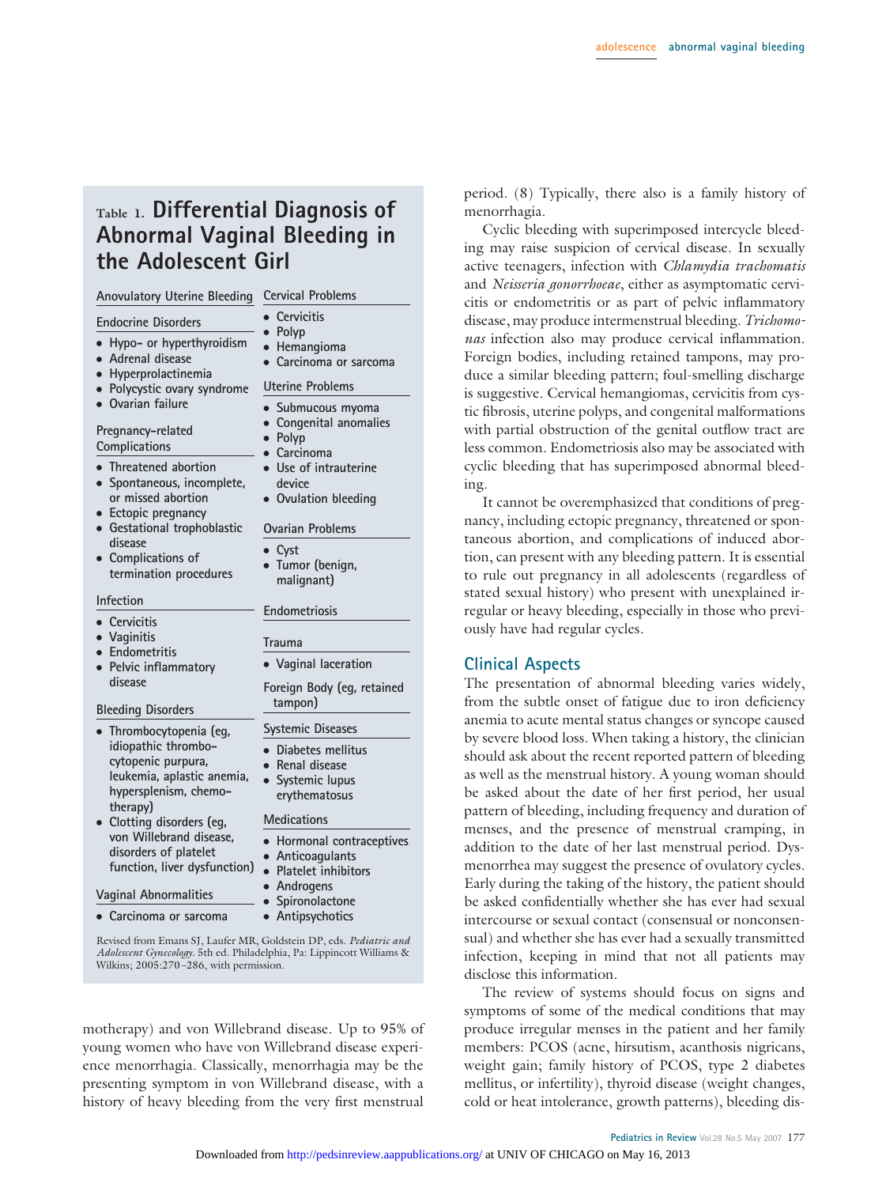## Table 1. Differential Diagnosis of Abnormal Vaginal Bleeding in the Adolescent Girl

**Anovulatory Uterine Bleeding**

**Endocrine Disorders**

- Hypo- or hyperthyroidism
- Adrenal disease
- Hyperprolactinemia
- Polycystic ovary syndrome
- Ovarian failure

**Pregnancy-related Complications**

- Threatened abortion
- Spontaneous, incomplete, or missed abortion
- Ectopic pregnancy
- Gestational trophoblastic disease
- Complications of termination procedures

**Infection**

- Cervicitis
- Vaginitis
- Endometritis
- Pelvic inflammatory disease

**Bleeding Disorders**

- Thrombocytopenia (eg, idiopathic thrombocytopenic purpura, leukemia, aplastic anemia, hypersplenism, chemotherapy)
- Clotting disorders (eg, von Willebrand disease, disorders of platelet function, liver dysfunction)

**Vaginal Abnormalities**

- Carcinoma or sarcoma

**Cervical Problems**

- Cervicitis
- Polyp
- Hemangioma
- Carcinoma or sarcoma

**Uterine Problems**

- Submucous myoma
- Congenital anomalies
- Polyp
- Carcinoma
- Use of intrauterine device
- Ovulation bleeding

**Ovarian Problems**

- Cyst
- Tumor (benign, malignant)

**Endometriosis**

**Trauma**

- Vaginal laceration

**Foreign Body (eg, retained tampon)**

**Systemic Diseases**

- Diabetes mellitus
- Renal disease
- Systemic lupus erythematosus

**Medications**

- Hormonal contraceptives
- Anticoagulants
- Platelet inhibitors
- Androgens
- Spironolactone
- Antipsychotics

Revised from Emans SJ, Laufer MR, Goldstein DP, eds. *Pediatric and Adolescent Gynecology*. 5th ed. Philadelphia, Pa: Lippincott Williams & Wilkins; 2005:270–286, with permission.

motherapy) and von Willebrand disease. Up to 95% of young women who have von Willebrand disease experience menorrhagia. Classically, menorrhagia may be the presenting symptom in von Willebrand disease, with a history of heavy bleeding from the very first menstrual period. (8) Typically, there also is a family history of menorrhagia.

Cyclic bleeding with superimposed intercycle bleeding may raise suspicion of cervical disease. In sexually active teenagers, infection with *Chlamydia trachomatis* and *Neisseria gonorrhoeae*, either as asymptomatic cervicitis or endometritis or as part of pelvic inflammatory disease, may produce intermenstrual bleeding. *Trichomonas* infection also may produce cervical inflammation. Foreign bodies, including retained tampons, may produce a similar bleeding pattern; foul-smelling discharge is suggestive. Cervical hemangiomas, cervicitis from cystic fibrosis, uterine polyps, and congenital malformations with partial obstruction of the genital outflow tract are less common. Endometriosis also may be associated with cyclic bleeding that has superimposed abnormal bleeding.

It cannot be overemphasized that conditions of pregnancy, including ectopic pregnancy, threatened or spontaneous abortion, and complications of induced abortion, can present with any bleeding pattern. It is essential to rule out pregnancy in all adolescents (regardless of stated sexual history) who present with unexplained irregular or heavy bleeding, especially in those who previously have had regular cycles.

## Clinical Aspects

The presentation of abnormal bleeding varies widely, from the subtle onset of fatigue due to iron deficiency anemia to acute mental status changes or syncope caused by severe blood loss. When taking a history, the clinician should ask about the recent reported pattern of bleeding as well as the menstrual history. A young woman should be asked about the date of her first period, her usual pattern of bleeding, including frequency and duration of menses, and the presence of menstrual cramping, in addition to the date of her last menstrual period. Dysmenorrhea may suggest the presence of ovulatory cycles. Early during the taking of the history, the patient should be asked confidentially whether she has ever had sexual intercourse or sexual contact (consensual or nonconsensual) and whether she has ever had a sexually transmitted infection, keeping in mind that not all patients may disclose this information.

The review of systems should focus on signs and symptoms of some of the medical conditions that may produce irregular menses in the patient and her family members: PCOS (acne, hirsutism, acanthosis nigricans, weight gain; family history of PCOS, type 2 diabetes mellitus, or infertility), thyroid disease (weight changes, cold or heat intolerance, growth patterns), bleeding dis-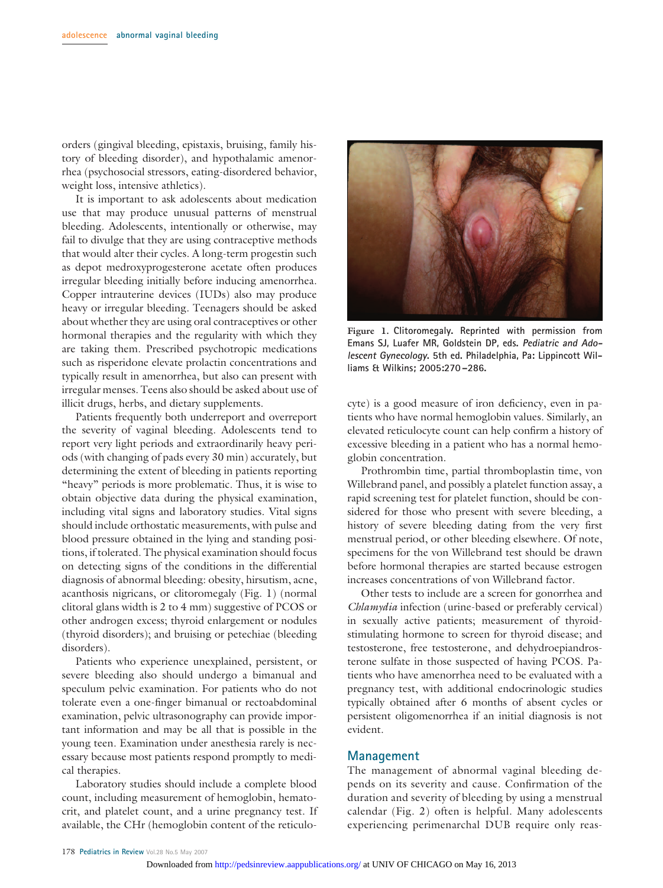orders (gingival bleeding, epistaxis, bruising, family history of bleeding disorder), and hypothalamic amenorrhea (psychosocial stressors, eating-disordered behavior, weight loss, intensive athletics).

It is important to ask adolescents about medication use that may produce unusual patterns of menstrual bleeding. Adolescents, intentionally or otherwise, may fail to divulge that they are using contraceptive methods that would alter their cycles. A long-term progestin such as depot medroxyprogesterone acetate often produces irregular bleeding initially before inducing amenorrhea. Copper intrauterine devices (IUDs) also may produce heavy or irregular bleeding. Teenagers should be asked about whether they are using oral contraceptives or other hormonal therapies and the regularity with which they are taking them. Prescribed psychotropic medications such as risperidone elevate prolactin concentrations and typically result in amenorrhea, but also can present with irregular menses. Teens also should be asked about use of illicit drugs, herbs, and dietary supplements.

Patients frequently both underreport and overreport the severity of vaginal bleeding. Adolescents tend to report very light periods and extraordinarily heavy periods (with changing of pads every 30 min) accurately, but determining the extent of bleeding in patients reporting "heavy" periods is more problematic. Thus, it is wise to obtain objective data during the physical examination, including vital signs and laboratory studies. Vital signs should include orthostatic measurements, with pulse and blood pressure obtained in the lying and standing positions, if tolerated. The physical examination should focus on detecting signs of the conditions in the differential diagnosis of abnormal bleeding: obesity, hirsutism, acne, acanthosis nigricans, or clitoromegaly (Fig. 1) (normal clitoral glans width is 2 to 4 mm) suggestive of PCOS or other androgen excess; thyroid enlargement or nodules (thyroid disorders); and bruising or petechiae (bleeding disorders).

Patients who experience unexplained, persistent, or severe bleeding also should undergo a bimanual and speculum pelvic examination. For patients who do not tolerate even a one-finger bimanual or rectoabdominal examination, pelvic ultrasonography can provide important information and may be all that is possible in the young teen. Examination under anesthesia rarely is necessary because most patients respond promptly to medical therapies.

Laboratory studies should include a complete blood count, including measurement of hemoglobin, hematocrit, and platelet count, and a urine pregnancy test. If available, the CHr (hemoglobin content of the reticulocyte) is a good measure of iron deficiency, even in patients who have normal hemoglobin values. Similarly, an elevated reticulocyte count can help confirm a history of excessive bleeding in a patient who has a normal hemoglobin concentration.

**Figure 1. Clitoromegaly. Reprinted with permission from Emans SJ, Luafer MR, Goldstein DP, eds. *Pediatric and Adolescent Gynecology.* 5th ed. Philadelphia, Pa: Lippincott Williams & Wilkins; 2005:270–286.**

Prothrombin time, partial thromboplastin time, von Willebrand panel, and possibly a platelet function assay, a rapid screening test for platelet function, should be considered for those who present with severe bleeding, a history of severe bleeding dating from the very first menstrual period, or other bleeding elsewhere. Of note, specimens for the von Willebrand test should be drawn before hormonal therapies are started because estrogen increases concentrations of von Willebrand factor.

Other tests to include are a screen for gonorrhea and *Chlamydia* infection (urine-based or preferably cervical) in sexually active patients; measurement of thyroid-stimulating hormone to screen for thyroid disease; and testosterone, free testosterone, and dehydroepiandrosterone sulfate in those suspected of having PCOS. Patients who have amenorrhea need to be evaluated with a pregnancy test, with additional endocrinologic studies typically obtained after 6 months of absent cycles or persistent oligomenorrhea if an initial diagnosis is not evident.

## Management

The management of abnormal vaginal bleeding depends on its severity and cause. Confirmation of the duration and severity of bleeding by using a menstrual calendar (Fig. 2) often is helpful. Many adolescents experiencing perimenarchal DUB require only reas-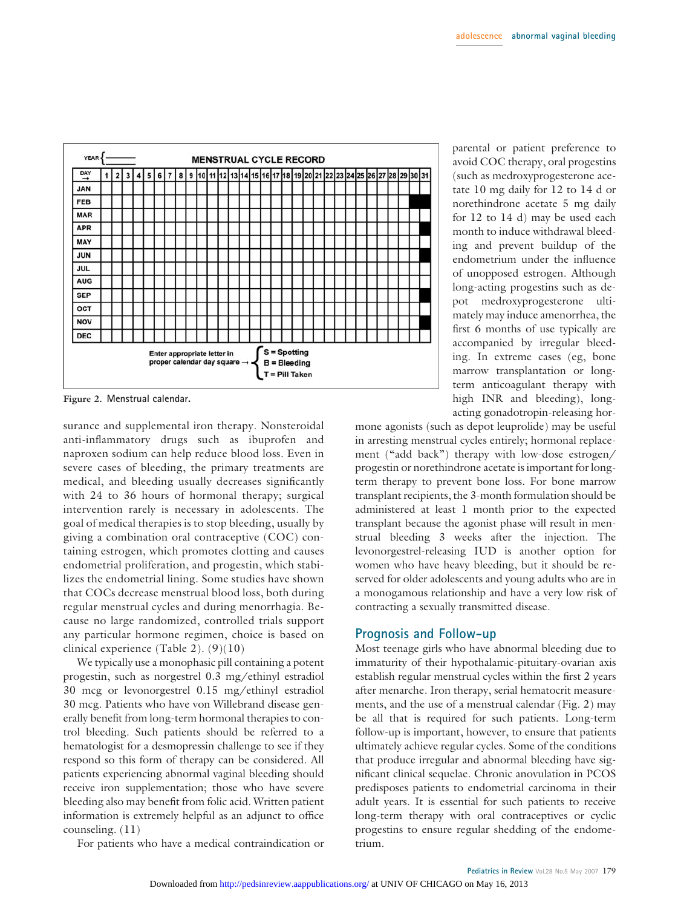YEAR { ______ **MENSTRUAL CYCLE RECORD**

| DAY → | 1 | 2 | 3 | 4 | 5 | 6 | 7 | 8 | 9 | 10 | 11 | 12 | 13 | 14 | 15 | 16 | 17 | 18 | 19 | 20 | 21 | 22 | 23 | 24 | 25 | 26 | 27 | 28 | 29 | 30 | 31 |
|---|---|---|---|---|---|---|---|---|---|---|---|---|---|---|---|---|---|---|---|---|---|---|---|---|---|---|---|---|---|---|---|
| JAN | | | | | | | | | | | | | | | | | | | | | | | | | | | | | | | |
| FEB | | | | | | | | | | | | | | | | | | | | | | | | | | | | | | | |
| MAR | | | | | | | | | | | | | | | | | | | | | | | | | | | | | | | |
| APR | | | | | | | | | | | | | | | | | | | | | | | | | | | | | | | |
| MAY | | | | | | | | | | | | | | | | | | | | | | | | | | | | | | | |
| JUN | | | | | | | | | | | | | | | | | | | | | | | | | | | | | | | |
| JUL | | | | | | | | | | | | | | | | | | | | | | | | | | | | | | | |
| AUG | | | | | | | | | | | | | | | | | | | | | | | | | | | | | | | |
| SEP | | | | | | | | | | | | | | | | | | | | | | | | | | | | | | | |
| OCT | | | | | | | | | | | | | | | | | | | | | | | | | | | | | | | |
| NOV | | | | | | | | | | | | | | | | | | | | | | | | | | | | | | | |
| DEC | | | | | | | | | | | | | | | | | | | | | | | | | | | | | | | |

Enter appropriate letter in proper calendar day square → S = Spotting; B = Bleeding; T = Pill Taken

**Figure 2. Menstrual calendar.**

surance and supplemental iron therapy. Nonsteroidal anti-inflammatory drugs such as ibuprofen and naproxen sodium can help reduce blood loss. Even in severe cases of bleeding, the primary treatments are medical, and bleeding usually decreases significantly with 24 to 36 hours of hormonal therapy; surgical intervention rarely is necessary in adolescents. The goal of medical therapies is to stop bleeding, usually by giving a combination oral contraceptive (COC) containing estrogen, which promotes clotting and causes endometrial proliferation, and progestin, which stabilizes the endometrial lining. Some studies have shown that COCs decrease menstrual blood loss, both during regular menstrual cycles and during menorrhagia. Because no large randomized, controlled trials support any particular hormone regimen, choice is based on clinical experience (Table 2). (9)(10)

We typically use a monophasic pill containing a potent progestin, such as norgestrel 0.3 mg/ethinyl estradiol 30 mcg or levonorgestrel 0.15 mg/ethinyl estradiol 30 mcg. Patients who have von Willebrand disease generally benefit from long-term hormonal therapies to control bleeding. Such patients should be referred to a hematologist for a desmopressin challenge to see if they respond so this form of therapy can be considered. All patients experiencing abnormal vaginal bleeding should receive iron supplementation; those who have severe bleeding also may benefit from folic acid. Written patient information is extremely helpful as an adjunct to office counseling. (11)

For patients who have a medical contraindication or parental or patient preference to avoid COC therapy, oral progestins (such as medroxyprogesterone acetate 10 mg daily for 12 to 14 d or norethindrone acetate 5 mg daily for 12 to 14 d) may be used each month to induce withdrawal bleeding and prevent buildup of the endometrium under the influence of unopposed estrogen. Although long-acting progestins such as depot medroxyprogesterone ultimately may induce amenorrhea, the first 6 months of use typically are accompanied by irregular bleeding. In extreme cases (eg, bone marrow transplantation or long-term anticoagulant therapy with high INR and bleeding), long-acting gonadotropin-releasing hormone agonists (such as depot leuprolide) may be useful in arresting menstrual cycles entirely; hormonal replacement ("add back") therapy with low-dose estrogen/progestin or norethindrone acetate is important for long-term therapy to prevent bone loss. For bone marrow transplant recipients, the 3-month formulation should be administered at least 1 month prior to the expected transplant because the agonist phase will result in menstrual bleeding 3 weeks after the injection. The levonorgestrel-releasing IUD is another option for women who have heavy bleeding, but it should be reserved for older adolescents and young adults who are in a monogamous relationship and have a very low risk of contracting a sexually transmitted disease.

## Prognosis and Follow-up

Most teenage girls who have abnormal bleeding due to immaturity of their hypothalamic-pituitary-ovarian axis establish regular menstrual cycles within the first 2 years after menarche. Iron therapy, serial hematocrit measurements, and the use of a menstrual calendar (Fig. 2) may be all that is required for such patients. Long-term follow-up is important, however, to ensure that patients ultimately achieve regular cycles. Some of the conditions that produce irregular and abnormal bleeding have significant clinical sequelae. Chronic anovulation in PCOS predisposes patients to endometrial carcinoma in their adult years. It is essential for such patients to receive long-term therapy with oral contraceptives or cyclic progestins to ensure regular shedding of the endometrium.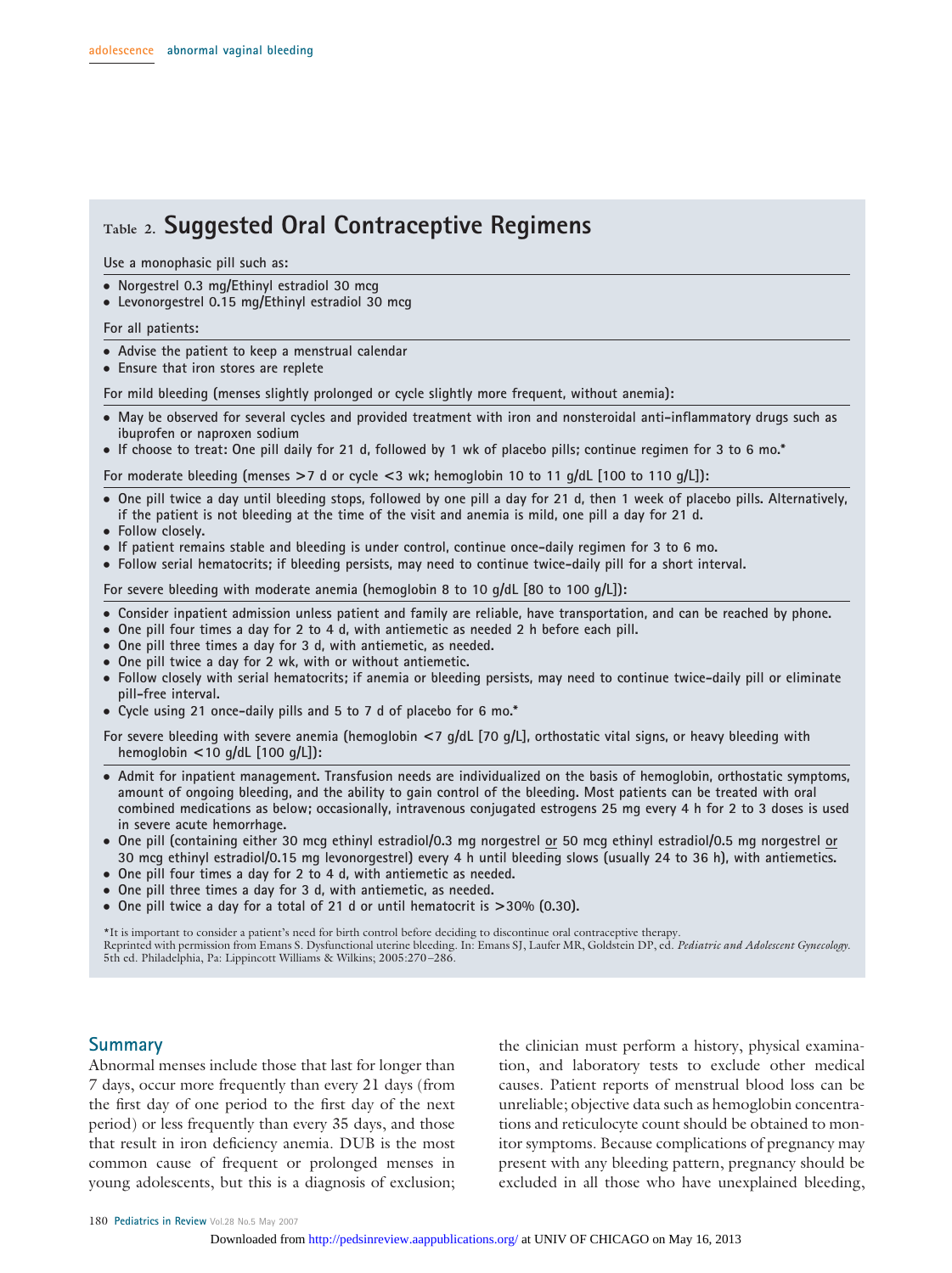## Table 2. Suggested Oral Contraceptive Regimens

**Use a monophasic pill such as:**

- Norgestrel 0.3 mg/Ethinyl estradiol 30 mcg
- Levonorgestrel 0.15 mg/Ethinyl estradiol 30 mcg

**For all patients:**

- Advise the patient to keep a menstrual calendar
- Ensure that iron stores are replete

**For mild bleeding (menses slightly prolonged or cycle slightly more frequent, without anemia):**

- May be observed for several cycles and provided treatment with iron and nonsteroidal anti-inflammatory drugs such as ibuprofen or naproxen sodium
- If choose to treat: One pill daily for 21 d, followed by 1 wk of placebo pills; continue regimen for 3 to 6 mo.*

**For moderate bleeding (menses >7 d or cycle <3 wk; hemoglobin 10 to 11 g/dL [100 to 110 g/L]):**

- One pill twice a day until bleeding stops, followed by one pill a day for 21 d, then 1 week of placebo pills. Alternatively, if the patient is not bleeding at the time of the visit and anemia is mild, one pill a day for 21 d.
- Follow closely.
- If patient remains stable and bleeding is under control, continue once-daily regimen for 3 to 6 mo.
- Follow serial hematocrits; if bleeding persists, may need to continue twice-daily pill for a short interval.

**For severe bleeding with moderate anemia (hemoglobin 8 to 10 g/dL [80 to 100 g/L]):**

- Consider inpatient admission unless patient and family are reliable, have transportation, and can be reached by phone.
- One pill four times a day for 2 to 4 d, with antiemetic as needed 2 h before each pill.
- One pill three times a day for 3 d, with antiemetic, as needed.
- One pill twice a day for 2 wk, with or without antiemetic.
- Follow closely with serial hematocrits; if anemia or bleeding persists, may need to continue twice-daily pill or eliminate pill-free interval.
- Cycle using 21 once-daily pills and 5 to 7 d of placebo for 6 mo.*

**For severe bleeding with severe anemia (hemoglobin <7 g/dL [70 g/L], orthostatic vital signs, or heavy bleeding with hemoglobin <10 g/dL [100 g/L]):**

- Admit for inpatient management. Transfusion needs are individualized on the basis of hemoglobin, orthostatic symptoms, amount of ongoing bleeding, and the ability to gain control of the bleeding. Most patients can be treated with oral combined medications as below; occasionally, intravenous conjugated estrogens 25 mg every 4 h for 2 to 3 doses is used in severe acute hemorrhage.
- One pill (containing either 30 mcg ethinyl estradiol/0.3 mg norgestrel or 50 mcg ethinyl estradiol/0.5 mg norgestrel or 30 mcg ethinyl estradiol/0.15 mg levonorgestrel) every 4 h until bleeding slows (usually 24 to 36 h), with antiemetics.
- One pill four times a day for 2 to 4 d, with antiemetic as needed.
- One pill three times a day for 3 d, with antiemetic, as needed.
- One pill twice a day for a total of 21 d or until hematocrit is >30% (0.30).

*It is important to consider a patient's need for birth control before deciding to discontinue oral contraceptive therapy.
Reprinted with permission from Emans S. Dysfunctional uterine bleeding. In: Emans SJ, Laufer MR, Goldstein DP, ed. *Pediatric and Adolescent Gynecology.* 5th ed. Philadelphia, Pa: Lippincott Williams & Wilkins; 2005:270–286.

## Summary

Abnormal menses include those that last for longer than 7 days, occur more frequently than every 21 days (from the first day of one period to the first day of the next period) or less frequently than every 35 days, and those that result in iron deficiency anemia. DUB is the most common cause of frequent or prolonged menses in young adolescents, but this is a diagnosis of exclusion; the clinician must perform a history, physical examination, and laboratory tests to exclude other medical causes. Patient reports of menstrual blood loss can be unreliable; objective data such as hemoglobin concentrations and reticulocyte count should be obtained to monitor symptoms. Because complications of pregnancy may present with any bleeding pattern, pregnancy should be excluded in all those who have unexplained bleeding,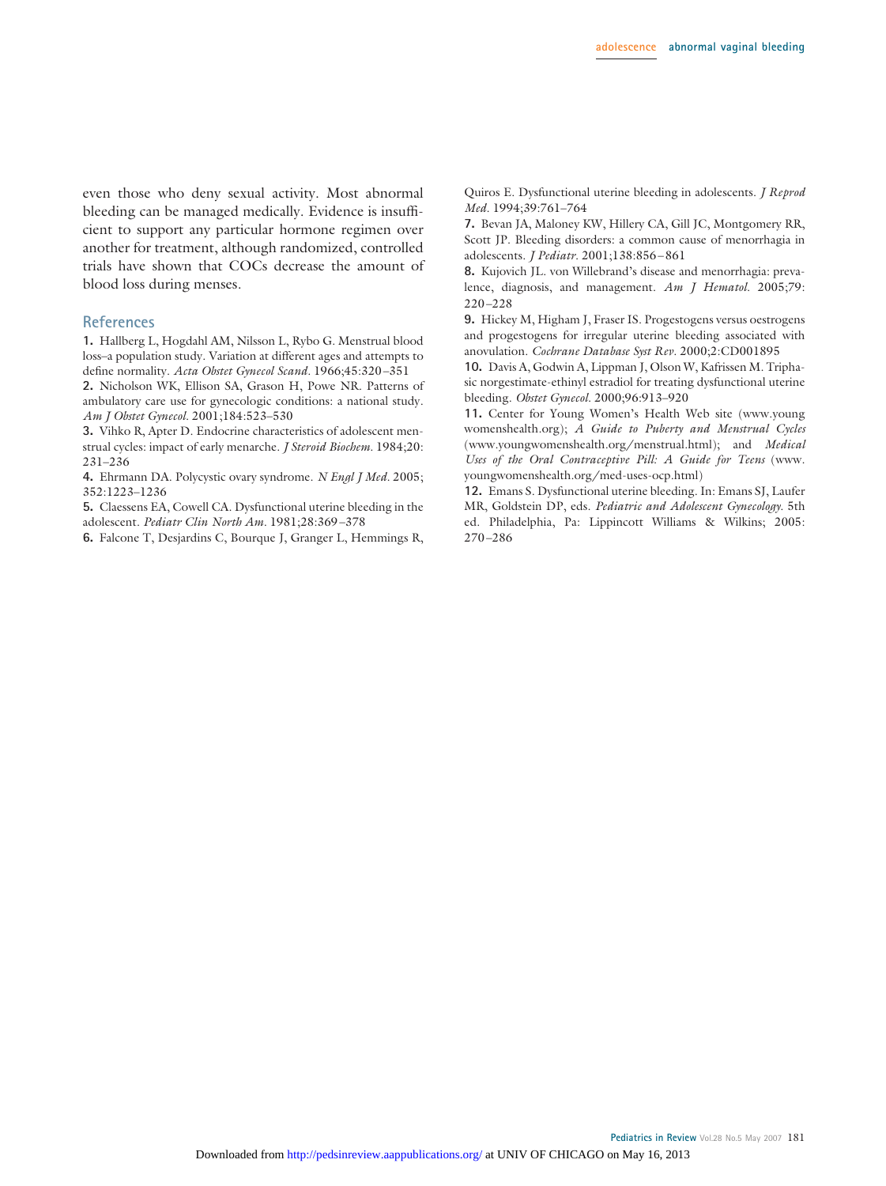even those who deny sexual activity. Most abnormal bleeding can be managed medically. Evidence is insufficient to support any particular hormone regimen over another for treatment, although randomized, controlled trials have shown that COCs decrease the amount of blood loss during menses.

## References

**1.** Hallberg L, Hogdahl AM, Nilsson L, Rybo G. Menstrual blood loss–a population study. Variation at different ages and attempts to define normality. *Acta Obstet Gynecol Scand*. 1966;45:320–351

**2.** Nicholson WK, Ellison SA, Grason H, Powe NR. Patterns of ambulatory care use for gynecologic conditions: a national study. *Am J Obstet Gynecol*. 2001;184:523–530

**3.** Vihko R, Apter D. Endocrine characteristics of adolescent menstrual cycles: impact of early menarche. *J Steroid Biochem*. 1984;20:231–236

**4.** Ehrmann DA. Polycystic ovary syndrome. *N Engl J Med*. 2005;352:1223–1236

**5.** Claessens EA, Cowell CA. Dysfunctional uterine bleeding in the adolescent. *Pediatr Clin North Am*. 1981;28:369–378

**6.** Falcone T, Desjardins C, Bourque J, Granger L, Hemmings R, Quiros E. Dysfunctional uterine bleeding in adolescents. *J Reprod Med*. 1994;39:761–764

**7.** Bevan JA, Maloney KW, Hillery CA, Gill JC, Montgomery RR, Scott JP. Bleeding disorders: a common cause of menorrhagia in adolescents. *J Pediatr*. 2001;138:856–861

**8.** Kujovich JL. von Willebrand's disease and menorrhagia: prevalence, diagnosis, and management. *Am J Hematol*. 2005;79:220–228

**9.** Hickey M, Higham J, Fraser IS. Progestogens versus oestrogens and progestogens for irregular uterine bleeding associated with anovulation. *Cochrane Database Syst Rev*. 2000;2:CD001895

**10.** Davis A, Godwin A, Lippman J, Olson W, Kafrissen M. Triphasic norgestimate-ethinyl estradiol for treating dysfunctional uterine bleeding. *Obstet Gynecol*. 2000;96:913–920

**11.** Center for Young Women's Health Web site (www.youngwomenshealth.org); *A Guide to Puberty and Menstrual Cycles* (www.youngwomenshealth.org/menstrual.html); and *Medical Uses of the Oral Contraceptive Pill: A Guide for Teens* (www.youngwomenshealth.org/med-uses-ocp.html)

**12.** Emans S. Dysfunctional uterine bleeding. In: Emans SJ, Laufer MR, Goldstein DP, eds. *Pediatric and Adolescent Gynecology*. 5th ed. Philadelphia, Pa: Lippincott Williams & Wilkins; 2005:270–286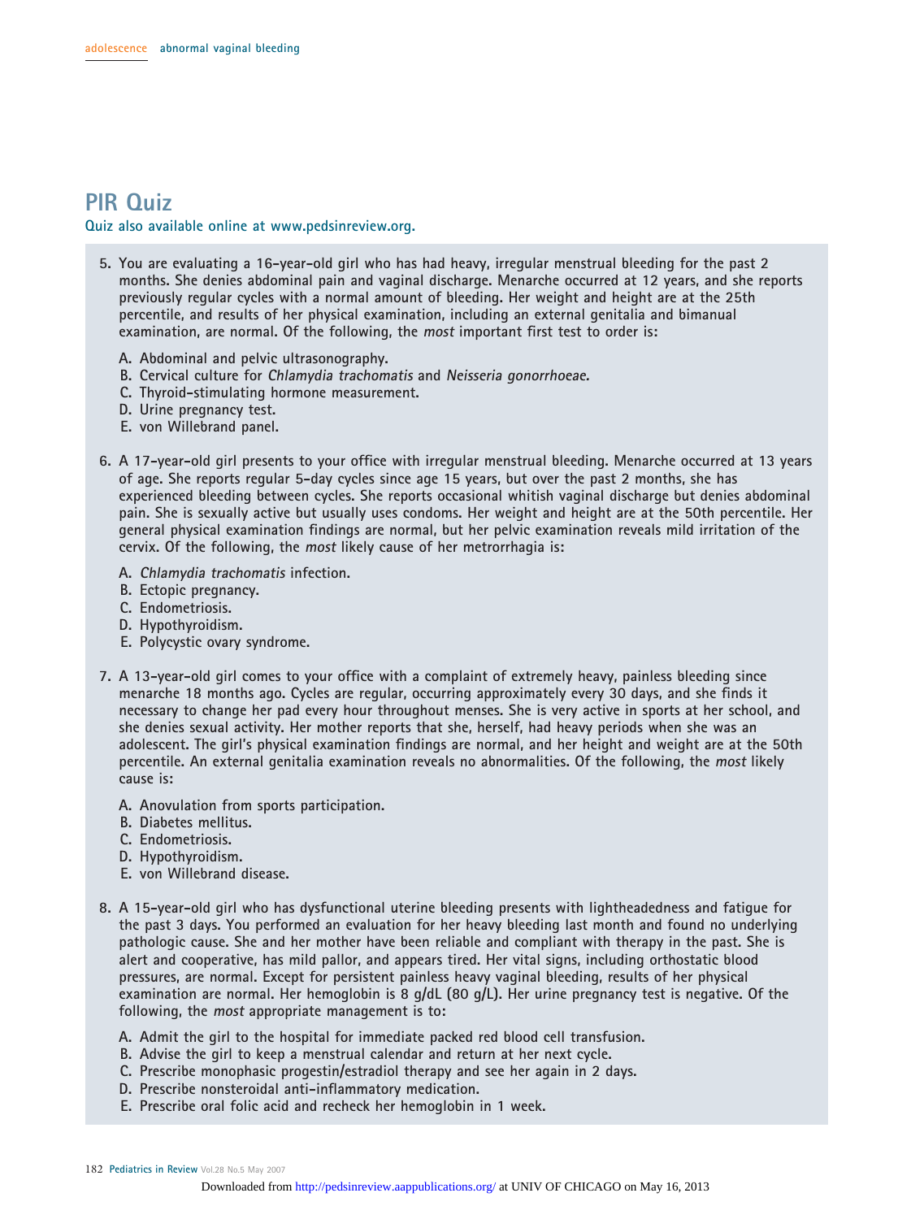# PIR Quiz

**Quiz also available online at www.pedsinreview.org.**

5. You are evaluating a 16-year-old girl who has had heavy, irregular menstrual bleeding for the past 2 months. She denies abdominal pain and vaginal discharge. Menarche occurred at 12 years, and she reports previously regular cycles with a normal amount of bleeding. Her weight and height are at the 25th percentile, and results of her physical examination, including an external genitalia and bimanual examination, are normal. Of the following, the *most* important first test to order is:

   A. Abdominal and pelvic ultrasonography.
   B. Cervical culture for *Chlamydia trachomatis* and *Neisseria gonorrhoeae.*
   C. Thyroid-stimulating hormone measurement.
   D. Urine pregnancy test.
   E. von Willebrand panel.

6. A 17-year-old girl presents to your office with irregular menstrual bleeding. Menarche occurred at 13 years of age. She reports regular 5-day cycles since age 15 years, but over the past 2 months, she has experienced bleeding between cycles. She reports occasional whitish vaginal discharge but denies abdominal pain. She is sexually active but usually uses condoms. Her weight and height are at the 50th percentile. Her general physical examination findings are normal, but her pelvic examination reveals mild irritation of the cervix. Of the following, the *most* likely cause of her metrorrhagia is:

   A. *Chlamydia trachomatis* infection.
   B. Ectopic pregnancy.
   C. Endometriosis.
   D. Hypothyroidism.
   E. Polycystic ovary syndrome.

7. A 13-year-old girl comes to your office with a complaint of extremely heavy, painless bleeding since menarche 18 months ago. Cycles are regular, occurring approximately every 30 days, and she finds it necessary to change her pad every hour throughout menses. She is very active in sports at her school, and she denies sexual activity. Her mother reports that she, herself, had heavy periods when she was an adolescent. The girl's physical examination findings are normal, and her height and weight are at the 50th percentile. An external genitalia examination reveals no abnormalities. Of the following, the *most* likely cause is:

   A. Anovulation from sports participation.
   B. Diabetes mellitus.
   C. Endometriosis.
   D. Hypothyroidism.
   E. von Willebrand disease.

8. A 15-year-old girl who has dysfunctional uterine bleeding presents with lightheadedness and fatigue for the past 3 days. You performed an evaluation for her heavy bleeding last month and found no underlying pathologic cause. She and her mother have been reliable and compliant with therapy in the past. She is alert and cooperative, has mild pallor, and appears tired. Her vital signs, including orthostatic blood pressures, are normal. Except for persistent painless heavy vaginal bleeding, results of her physical examination are normal. Her hemoglobin is 8 g/dL (80 g/L). Her urine pregnancy test is negative. Of the following, the *most* appropriate management is to:

   A. Admit the girl to the hospital for immediate packed red blood cell transfusion.
   B. Advise the girl to keep a menstrual calendar and return at her next cycle.
   C. Prescribe monophasic progestin/estradiol therapy and see her again in 2 days.
   D. Prescribe nonsteroidal anti-inflammatory medication.
   E. Prescribe oral folic acid and recheck her hemoglobin in 1 week.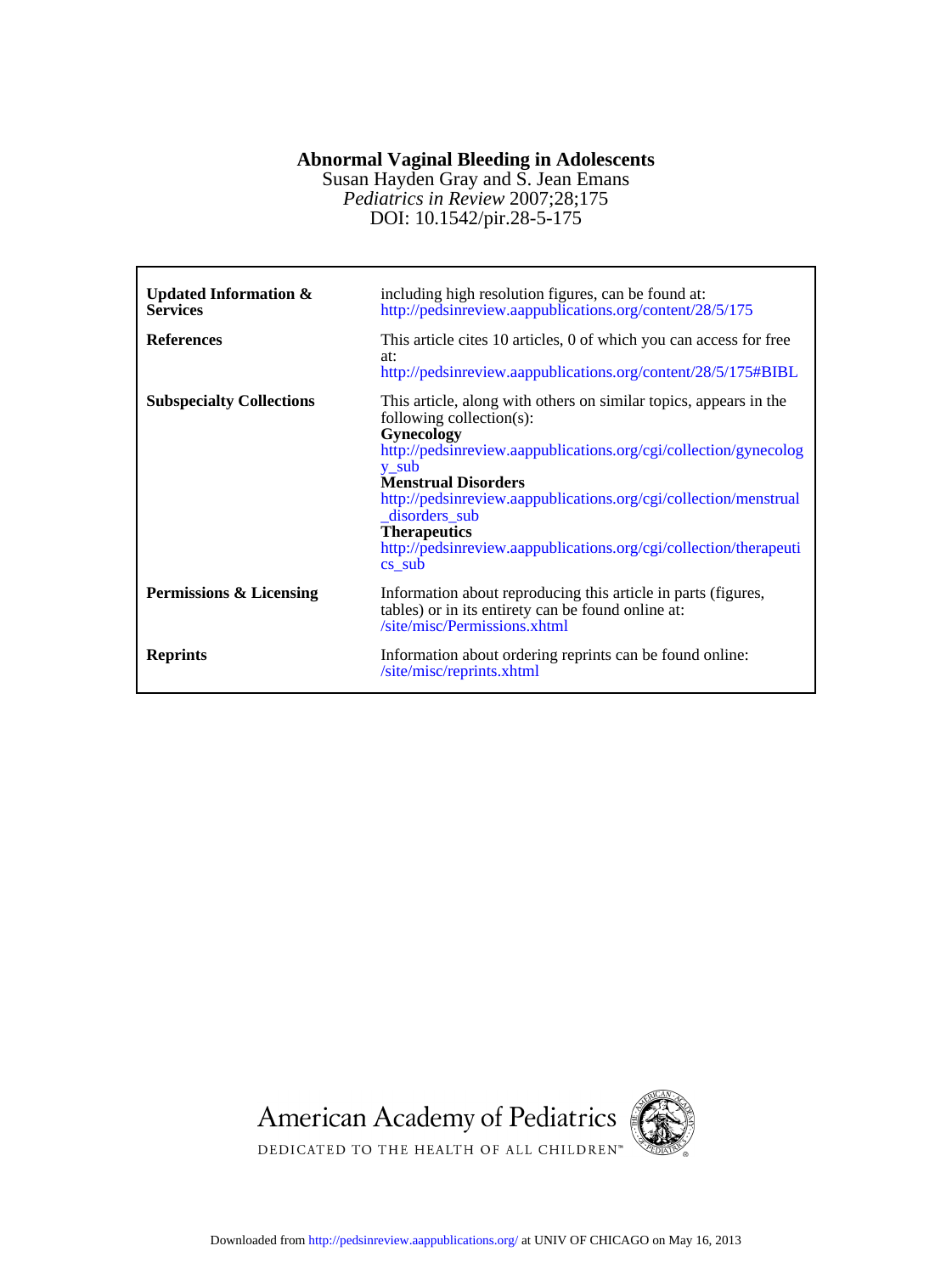# Abnormal Vaginal Bleeding in Adolescents

Susan Hayden Gray and S. Jean Emans

*Pediatrics in Review* 2007;28;175

DOI: 10.1542/pir.28-5-175

| | |
|---|---|
| **Updated Information & Services** | including high resolution figures, can be found at: http://pedsinreview.aappublications.org/content/28/5/175 |
| **References** | This article cites 10 articles, 0 of which you can access for free at: http://pedsinreview.aappublications.org/content/28/5/175#BIBL |
| **Subspecialty Collections** | This article, along with others on similar topics, appears in the following collection(s): **Gynecology** http://pedsinreview.aappublications.org/cgi/collection/gynecology_sub **Menstrual Disorders** http://pedsinreview.aappublications.org/cgi/collection/menstrual_disorders_sub **Therapeutics** http://pedsinreview.aappublications.org/cgi/collection/therapeutics_sub |
| **Permissions & Licensing** | Information about reproducing this article in parts (figures, tables) or in its entirety can be found online at: /site/misc/Permissions.xhtml |
| **Reprints** | Information about ordering reprints can be found online: /site/misc/reprints.xhtml |

American Academy of Pediatrics

DEDICATED TO THE HEALTH OF ALL CHILDREN™

Downloaded from http://pedsinreview.aappublications.org/ at UNIV OF CHICAGO on May 16, 2013